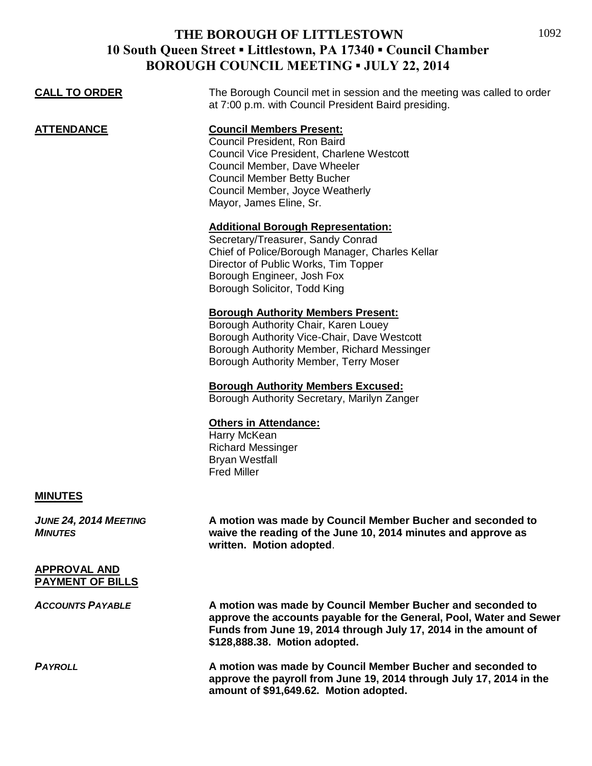# THE BOROUGH OF LITTLESTOWN
## 10 South Queen Street ▪ Littlestown, PA 17340 ▪ Council Chamber
## BOROUGH COUNCIL MEETING ▪ JULY 22, 2014

**CALL TO ORDER**

The Borough Council met in session and the meeting was called to order at 7:00 p.m. with Council President Baird presiding.

**ATTENDANCE**

**Council Members Present:**
Council President, Ron Baird
Council Vice President, Charlene Westcott
Council Member, Dave Wheeler
Council Member Betty Bucher
Council Member, Joyce Weatherly
Mayor, James Eline, Sr.

**Additional Borough Representation:**
Secretary/Treasurer, Sandy Conrad
Chief of Police/Borough Manager, Charles Kellar
Director of Public Works, Tim Topper
Borough Engineer, Josh Fox
Borough Solicitor, Todd King

**Borough Authority Members Present:**
Borough Authority Chair, Karen Louey
Borough Authority Vice-Chair, Dave Westcott
Borough Authority Member, Richard Messinger
Borough Authority Member, Terry Moser

**Borough Authority Members Excused:**
Borough Authority Secretary, Marilyn Zanger

**Others in Attendance:**
Harry McKean
Richard Messinger
Bryan Westfall
Fred Miller

**MINUTES**

*JUNE 24, 2014 MEETING MINUTES*

**A motion was made by Council Member Bucher and seconded to waive the reading of the June 10, 2014 minutes and approve as written. Motion adopted**.

**APPROVAL AND PAYMENT OF BILLS**

*ACCOUNTS PAYABLE*

**A motion was made by Council Member Bucher and seconded to approve the accounts payable for the General, Pool, Water and Sewer Funds from June 19, 2014 through July 17, 2014 in the amount of $128,888.38. Motion adopted.**

*PAYROLL*

**A motion was made by Council Member Bucher and seconded to approve the payroll from June 19, 2014 through July 17, 2014 in the amount of $91,649.62. Motion adopted.**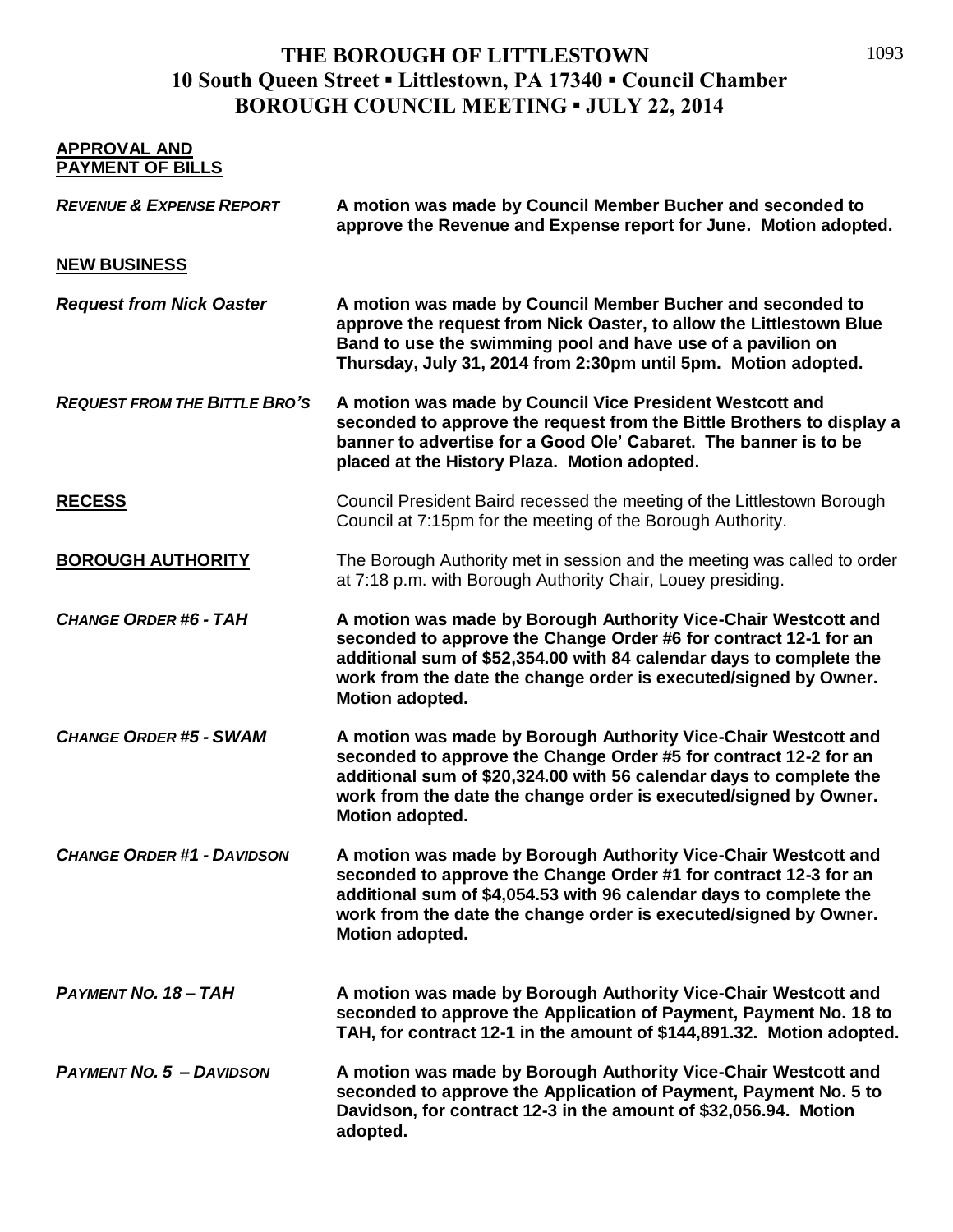# THE BOROUGH OF LITTLESTOWN
## 10 South Queen Street ▪ Littlestown, PA 17340 ▪ Council Chamber
## BOROUGH COUNCIL MEETING ▪ JULY 22, 2014

**APPROVAL AND PAYMENT OF BILLS**

***REVENUE & EXPENSE REPORT*** **A motion was made by Council Member Bucher and seconded to approve the Revenue and Expense report for June. Motion adopted.**

**NEW BUSINESS**

***Request from Nick Oaster*** **A motion was made by Council Member Bucher and seconded to approve the request from Nick Oaster, to allow the Littlestown Blue Band to use the swimming pool and have use of a pavilion on Thursday, July 31, 2014 from 2:30pm until 5pm. Motion adopted.**

***REQUEST FROM THE BITTLE BRO'S*** **A motion was made by Council Vice President Westcott and seconded to approve the request from the Bittle Brothers to display a banner to advertise for a Good Ole' Cabaret. The banner is to be placed at the History Plaza. Motion adopted.**

**RECESS** Council President Baird recessed the meeting of the Littlestown Borough Council at 7:15pm for the meeting of the Borough Authority.

**BOROUGH AUTHORITY** The Borough Authority met in session and the meeting was called to order at 7:18 p.m. with Borough Authority Chair, Louey presiding.

***CHANGE ORDER #6 - TAH*** **A motion was made by Borough Authority Vice-Chair Westcott and seconded to approve the Change Order #6 for contract 12-1 for an additional sum of $52,354.00 with 84 calendar days to complete the work from the date the change order is executed/signed by Owner. Motion adopted.**

***CHANGE ORDER #5 - SWAM*** **A motion was made by Borough Authority Vice-Chair Westcott and seconded to approve the Change Order #5 for contract 12-2 for an additional sum of $20,324.00 with 56 calendar days to complete the work from the date the change order is executed/signed by Owner. Motion adopted.**

***CHANGE ORDER #1 - DAVIDSON*** **A motion was made by Borough Authority Vice-Chair Westcott and seconded to approve the Change Order #1 for contract 12-3 for an additional sum of $4,054.53 with 96 calendar days to complete the work from the date the change order is executed/signed by Owner. Motion adopted.**

***PAYMENT NO. 18 – TAH*** **A motion was made by Borough Authority Vice-Chair Westcott and seconded to approve the Application of Payment, Payment No. 18 to TAH, for contract 12-1 in the amount of $144,891.32. Motion adopted.**

***PAYMENT NO. 5 – DAVIDSON*** **A motion was made by Borough Authority Vice-Chair Westcott and seconded to approve the Application of Payment, Payment No. 5 to Davidson, for contract 12-3 in the amount of $32,056.94. Motion adopted.**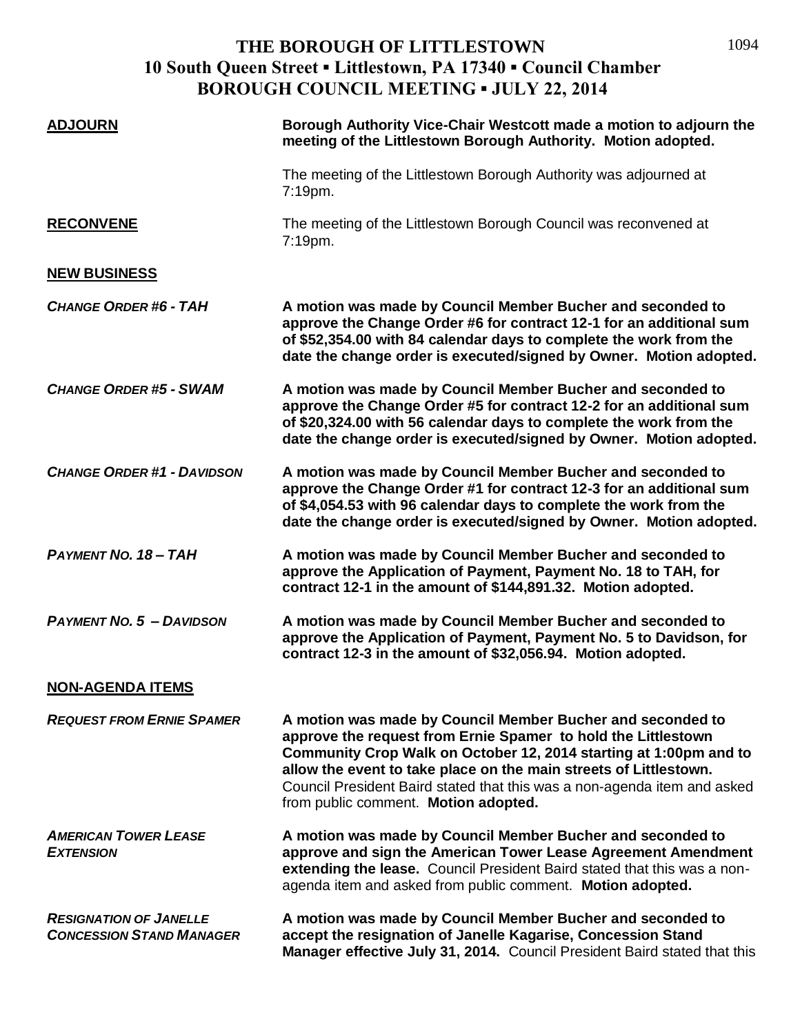# THE BOROUGH OF LITTLESTOWN
## 10 South Queen Street ▪ Littlestown, PA 17340 ▪ Council Chamber
## BOROUGH COUNCIL MEETING ▪ JULY 22, 2014

**ADJOURN**

**Borough Authority Vice-Chair Westcott made a motion to adjourn the meeting of the Littlestown Borough Authority. Motion adopted.**

The meeting of the Littlestown Borough Authority was adjourned at 7:19pm.

**RECONVENE**

The meeting of the Littlestown Borough Council was reconvened at 7:19pm.

**NEW BUSINESS**

***CHANGE ORDER #6 - TAH***

**A motion was made by Council Member Bucher and seconded to approve the Change Order #6 for contract 12-1 for an additional sum of $52,354.00 with 84 calendar days to complete the work from the date the change order is executed/signed by Owner. Motion adopted.**

***CHANGE ORDER #5 - SWAM***

**A motion was made by Council Member Bucher and seconded to approve the Change Order #5 for contract 12-2 for an additional sum of $20,324.00 with 56 calendar days to complete the work from the date the change order is executed/signed by Owner. Motion adopted.**

***CHANGE ORDER #1 - DAVIDSON***

**A motion was made by Council Member Bucher and seconded to approve the Change Order #1 for contract 12-3 for an additional sum of $4,054.53 with 96 calendar days to complete the work from the date the change order is executed/signed by Owner. Motion adopted.**

***PAYMENT NO. 18 – TAH***

**A motion was made by Council Member Bucher and seconded to approve the Application of Payment, Payment No. 18 to TAH, for contract 12-1 in the amount of $144,891.32. Motion adopted.**

***PAYMENT NO. 5 – DAVIDSON***

**A motion was made by Council Member Bucher and seconded to approve the Application of Payment, Payment No. 5 to Davidson, for contract 12-3 in the amount of $32,056.94. Motion adopted.**

**NON-AGENDA ITEMS**

***REQUEST FROM ERNIE SPAMER***

**A motion was made by Council Member Bucher and seconded to approve the request from Ernie Spamer to hold the Littlestown Community Crop Walk on October 12, 2014 starting at 1:00pm and to allow the event to take place on the main streets of Littlestown.** Council President Baird stated that this was a non-agenda item and asked from public comment. **Motion adopted.**

***AMERICAN TOWER LEASE EXTENSION***

**A motion was made by Council Member Bucher and seconded to approve and sign the American Tower Lease Agreement Amendment extending the lease.** Council President Baird stated that this was a non-agenda item and asked from public comment. **Motion adopted.**

***RESIGNATION OF JANELLE CONCESSION STAND MANAGER***

**A motion was made by Council Member Bucher and seconded to accept the resignation of Janelle Kagarise, Concession Stand Manager effective July 31, 2014.** Council President Baird stated that this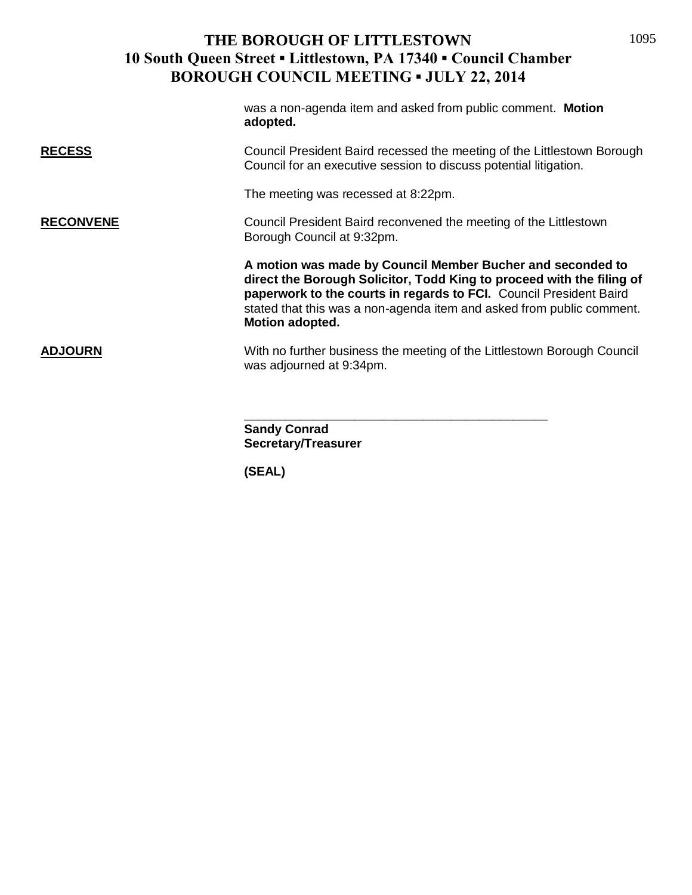was a non-agenda item and asked from public comment. **Motion adopted.**

**RECESS**

Council President Baird recessed the meeting of the Littlestown Borough Council for an executive session to discuss potential litigation.

The meeting was recessed at 8:22pm.

**RECONVENE**

Council President Baird reconvened the meeting of the Littlestown Borough Council at 9:32pm.

**A motion was made by Council Member Bucher and seconded to direct the Borough Solicitor, Todd King to proceed with the filing of paperwork to the courts in regards to FCI.** Council President Baird stated that this was a non-agenda item and asked from public comment. **Motion adopted.**

**ADJOURN**

With no further business the meeting of the Littlestown Borough Council was adjourned at 9:34pm.

_____________________________________________

**Sandy Conrad**
**Secretary/Treasurer**

**(SEAL)**